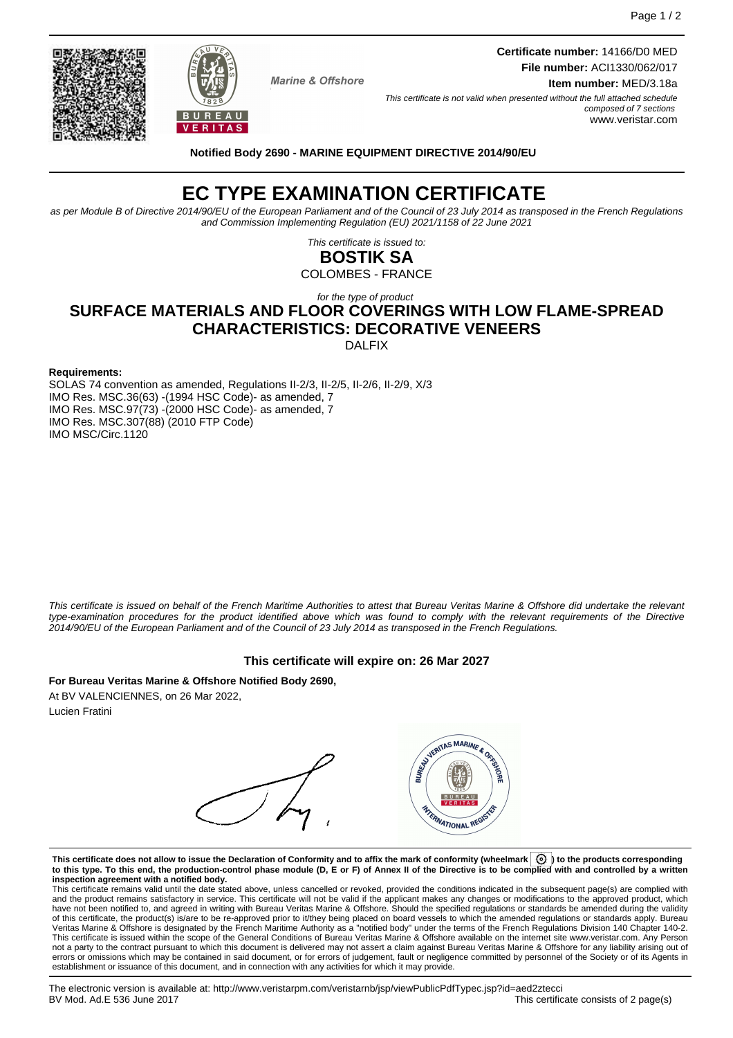**Certificate number:** 14166/D0 MED
**File number:** ACI1330/062/017
**Item number:** MED/3.18a

Marine & Offshore

*This certificate is not valid when presented without the full attached schedule composed of 7 sections*
www.veristar.com

**Notified Body 2690 - MARINE EQUIPMENT DIRECTIVE 2014/90/EU**

# EC TYPE EXAMINATION CERTIFICATE

*as per Module B of Directive 2014/90/EU of the European Parliament and of the Council of 23 July 2014 as transposed in the French Regulations and Commission Implementing Regulation (EU) 2021/1158 of 22 June 2021*

*This certificate is issued to:*

## BOSTIK SA

COLOMBES - FRANCE

*for the type of product*

## SURFACE MATERIALS AND FLOOR COVERINGS WITH LOW FLAME-SPREAD CHARACTERISTICS: DECORATIVE VENEERS

DALFIX

**Requirements:**

SOLAS 74 convention as amended, Regulations II-2/3, II-2/5, II-2/6, II-2/9, X/3
IMO Res. MSC.36(63) -(1994 HSC Code)- as amended, 7
IMO Res. MSC.97(73) -(2000 HSC Code)- as amended, 7
IMO Res. MSC.307(88) (2010 FTP Code)
IMO MSC/Circ.1120

*This certificate is issued on behalf of the French Maritime Authorities to attest that Bureau Veritas Marine & Offshore did undertake the relevant type-examination procedures for the product identified above which was found to comply with the relevant requirements of the Directive 2014/90/EU of the European Parliament and of the Council of 23 July 2014 as transposed in the French Regulations.*

**This certificate will expire on: 26 Mar 2027**

**For Bureau Veritas Marine & Offshore Notified Body 2690,**

At BV VALENCIENNES, on 26 Mar 2022,

Lucien Fratini

**This certificate does not allow to issue the Declaration of Conformity and to affix the mark of conformity (wheelmark) to the products corresponding to this type. To this end, the production-control phase module (D, E or F) of Annex II of the Directive is to be complied with and controlled by a written inspection agreement with a notified body.**

This certificate remains valid until the date stated above, unless cancelled or revoked, provided the conditions indicated in the subsequent page(s) are complied with and the product remains satisfactory in service. This certificate will not be valid if the applicant makes any changes or modifications to the approved product, which have not been notified to, and agreed in writing with Bureau Veritas Marine & Offshore. Should the specified regulations or standards be amended during the validity of this certificate, the product(s) is/are to be re-approved prior to it/they being placed on board vessels to which the amended regulations or standards apply. Bureau Veritas Marine & Offshore is designated by the French Maritime Authority as a "notified body" under the terms of the French Regulations Division 140 Chapter 140-2. This certificate is issued within the scope of the General Conditions of Bureau Veritas Marine & Offshore available on the internet site www.veristar.com. Any Person not a party to the contract pursuant to which this document is delivered may not assert a claim against Bureau Veritas Marine & Offshore for any liability arising out of errors or omissions which may be contained in said document, or for errors of judgement, fault or negligence committed by personnel of the Society or of its Agents in establishment or issuance of this document, and in connection with any activities for which it may provide.

The electronic version is available at: http://www.veristarpm.com/veristarnb/jsp/viewPublicPdfTypec.jsp?id=aed2ztecci
BV Mod. Ad.E 536 June 2017
This certificate consists of 2 page(s)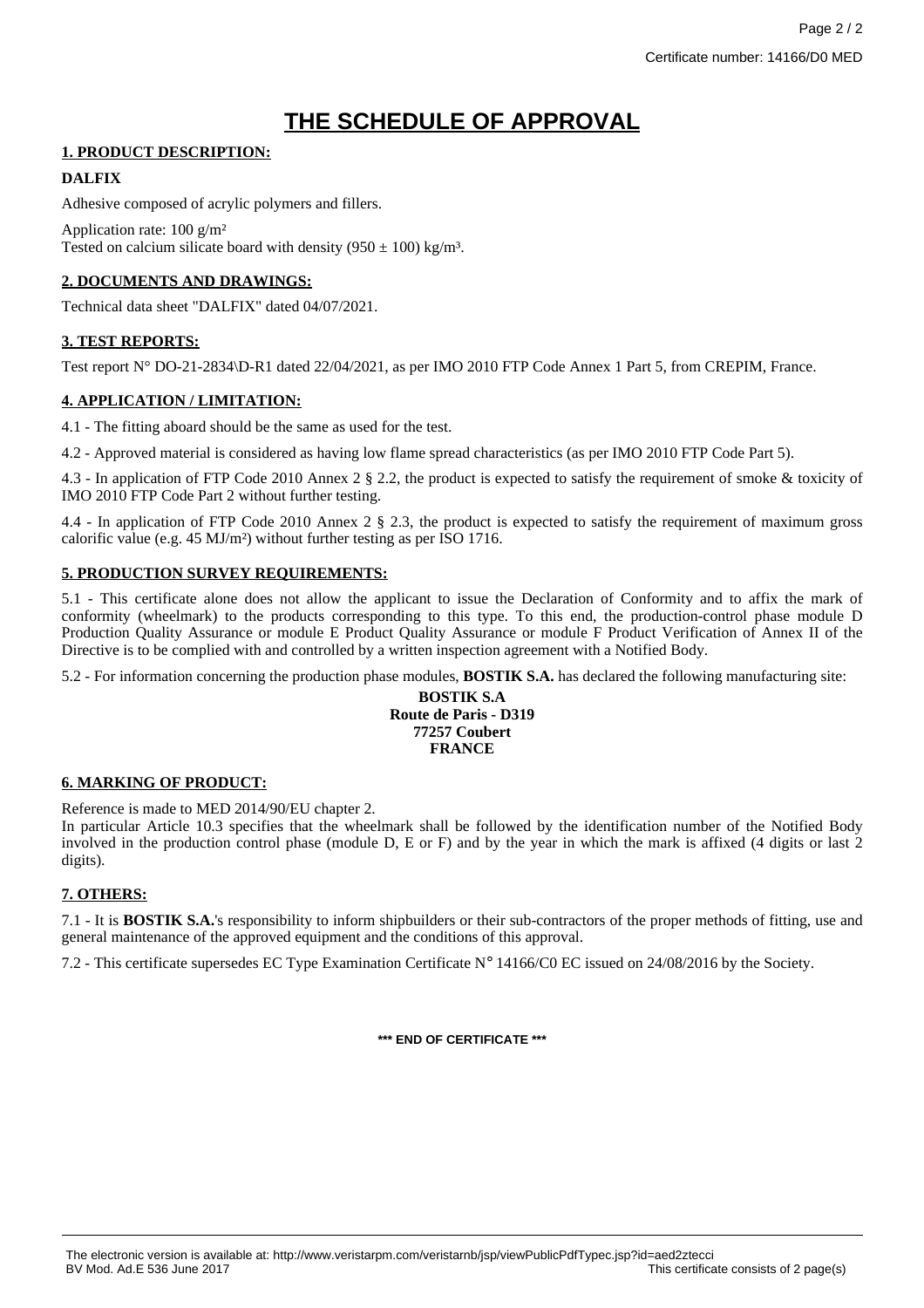Certificate number: 14166/D0 MED

# THE SCHEDULE OF APPROVAL

## 1. PRODUCT DESCRIPTION:

**DALFIX**

Adhesive composed of acrylic polymers and fillers.

Application rate: 100 g/m²
Tested on calcium silicate board with density (950 ± 100) kg/m³.

## 2. DOCUMENTS AND DRAWINGS:

Technical data sheet "DALFIX" dated 04/07/2021.

## 3. TEST REPORTS:

Test report N° DO-21-2834\D-R1 dated 22/04/2021, as per IMO 2010 FTP Code Annex 1 Part 5, from CREPIM, France.

## 4. APPLICATION / LIMITATION:

4.1 - The fitting aboard should be the same as used for the test.

4.2 - Approved material is considered as having low flame spread characteristics (as per IMO 2010 FTP Code Part 5).

4.3 - In application of FTP Code 2010 Annex 2 § 2.2, the product is expected to satisfy the requirement of smoke & toxicity of IMO 2010 FTP Code Part 2 without further testing.

4.4 - In application of FTP Code 2010 Annex 2 § 2.3, the product is expected to satisfy the requirement of maximum gross calorific value (e.g. 45 MJ/m²) without further testing as per ISO 1716.

## 5. PRODUCTION SURVEY REQUIREMENTS:

5.1 - This certificate alone does not allow the applicant to issue the Declaration of Conformity and to affix the mark of conformity (wheelmark) to the products corresponding to this type. To this end, the production-control phase module D Production Quality Assurance or module E Product Quality Assurance or module F Product Verification of Annex II of the Directive is to be complied with and controlled by a written inspection agreement with a Notified Body.

5.2 - For information concerning the production phase modules, **BOSTIK S.A.** has declared the following manufacturing site:

**BOSTIK S.A**
**Route de Paris - D319**
**77257 Coubert**
**FRANCE**

## 6. MARKING OF PRODUCT:

Reference is made to MED 2014/90/EU chapter 2.
In particular Article 10.3 specifies that the wheelmark shall be followed by the identification number of the Notified Body involved in the production control phase (module D, E or F) and by the year in which the mark is affixed (4 digits or last 2 digits).

## 7. OTHERS:

7.1 - It is **BOSTIK S.A.**'s responsibility to inform shipbuilders or their sub-contractors of the proper methods of fitting, use and general maintenance of the approved equipment and the conditions of this approval.

7.2 - This certificate supersedes EC Type Examination Certificate N° 14166/C0 EC issued on 24/08/2016 by the Society.

**\*\*\* END OF CERTIFICATE \*\*\***

The electronic version is available at: http://www.veristarpm.com/veristarnb/jsp/viewPublicPdfTypec.jsp?id=aed2ztecci
BV Mod. Ad.E 536 June 2017
This certificate consists of 2 page(s)